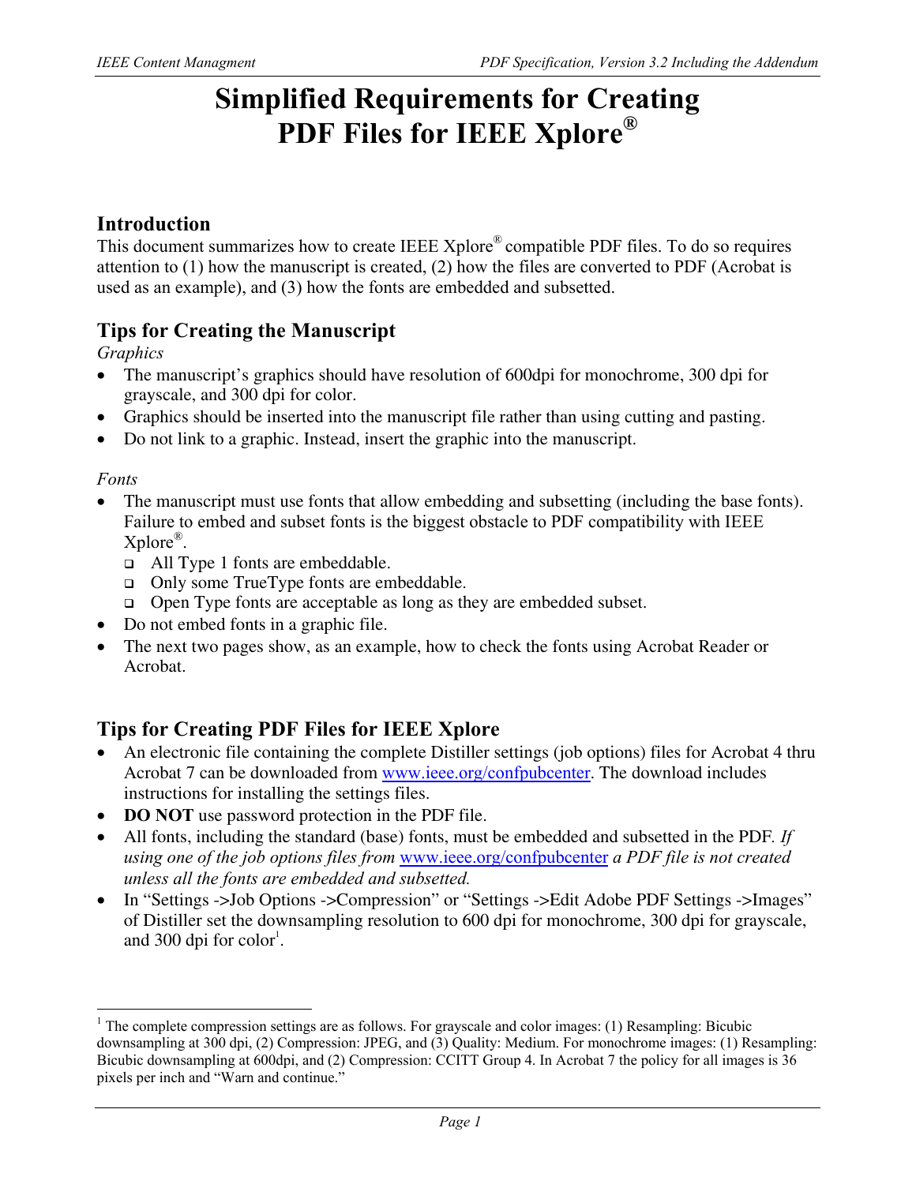# Simplified Requirements for Creating PDF Files for IEEE Xplore®

## Introduction

This document summarizes how to create IEEE Xplore® compatible PDF files. To do so requires attention to (1) how the manuscript is created, (2) how the files are converted to PDF (Acrobat is used as an example), and (3) how the fonts are embedded and subsetted.

## Tips for Creating the Manuscript

*Graphics*

- The manuscript's graphics should have resolution of 600dpi for monochrome, 300 dpi for grayscale, and 300 dpi for color.
- Graphics should be inserted into the manuscript file rather than using cutting and pasting.
- Do not link to a graphic. Instead, insert the graphic into the manuscript.

*Fonts*

- The manuscript must use fonts that allow embedding and subsetting (including the base fonts). Failure to embed and subset fonts is the biggest obstacle to PDF compatibility with IEEE Xplore®.
  - All Type 1 fonts are embeddable.
  - Only some TrueType fonts are embeddable.
  - Open Type fonts are acceptable as long as they are embedded subset.
- Do not embed fonts in a graphic file.
- The next two pages show, as an example, how to check the fonts using Acrobat Reader or Acrobat.

## Tips for Creating PDF Files for IEEE Xplore

- An electronic file containing the complete Distiller settings (job options) files for Acrobat 4 thru Acrobat 7 can be downloaded from www.ieee.org/confpubcenter. The download includes instructions for installing the settings files.
- **DO NOT** use password protection in the PDF file.
- All fonts, including the standard (base) fonts, must be embedded and subsetted in the PDF. *If using one of the job options files from* www.ieee.org/confpubcenter *a PDF file is not created unless all the fonts are embedded and subsetted.*
- In "Settings ->Job Options ->Compression" or "Settings ->Edit Adobe PDF Settings ->Images" of Distiller set the downsampling resolution to 600 dpi for monochrome, 300 dpi for grayscale, and 300 dpi for color[1].

---

[1] The complete compression settings are as follows. For grayscale and color images: (1) Resampling: Bicubic downsampling at 300 dpi, (2) Compression: JPEG, and (3) Quality: Medium. For monochrome images: (1) Resampling: Bicubic downsampling at 600dpi, and (2) Compression: CCITT Group 4. In Acrobat 7 the policy for all images is 36 pixels per inch and "Warn and continue."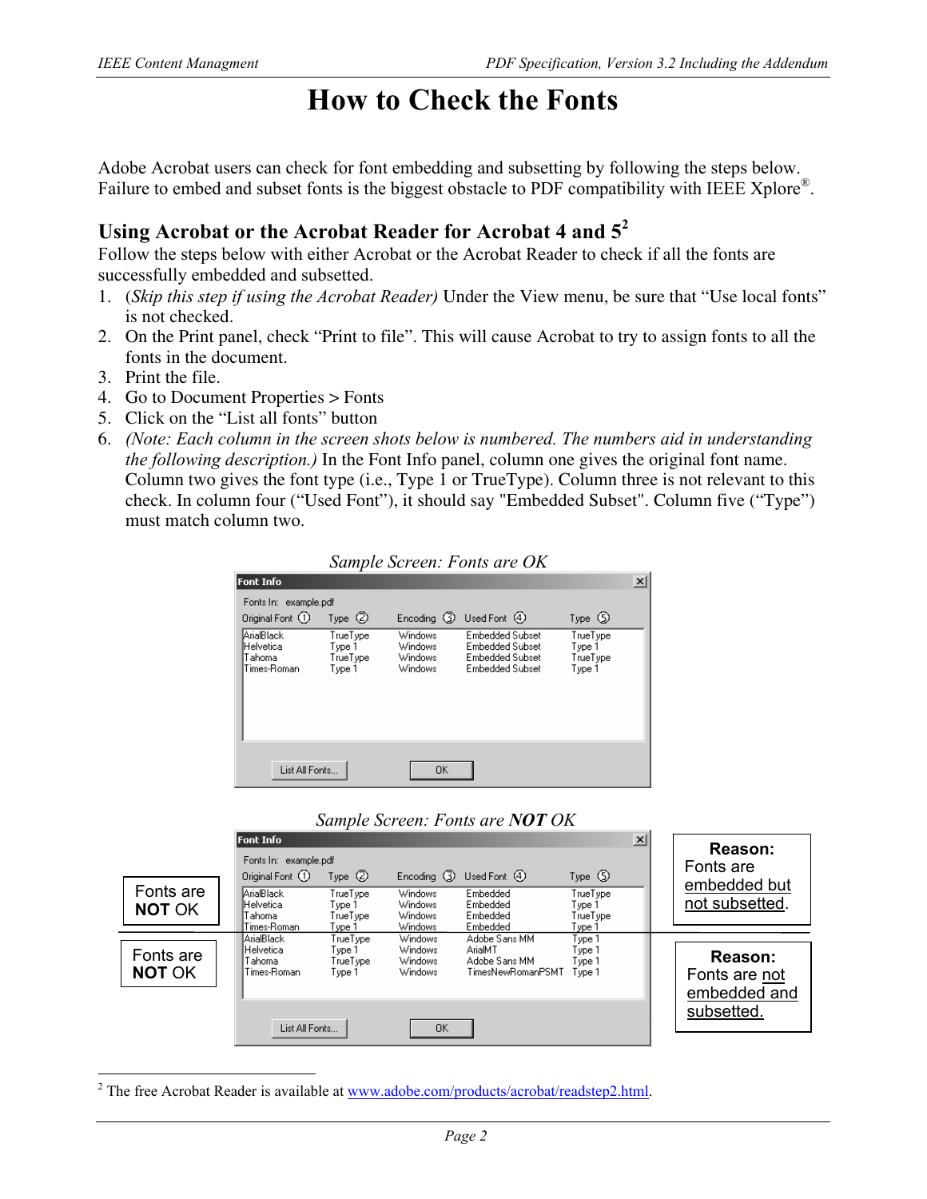# How to Check the Fonts

Adobe Acrobat users can check for font embedding and subsetting by following the steps below. Failure to embed and subset fonts is the biggest obstacle to PDF compatibility with IEEE Xplore®.

## Using Acrobat or the Acrobat Reader for Acrobat 4 and 5[2]

Follow the steps below with either Acrobat or the Acrobat Reader to check if all the fonts are successfully embedded and subsetted.

1. (*Skip this step if using the Acrobat Reader)* Under the View menu, be sure that "Use local fonts" is not checked.
2. On the Print panel, check "Print to file". This will cause Acrobat to try to assign fonts to all the fonts in the document.
3. Print the file.
4. Go to Document Properties > Fonts
5. Click on the "List all fonts" button
6. *(Note: Each column in the screen shots below is numbered. The numbers aid in understanding the following description.)* In the Font Info panel, column one gives the original font name. Column two gives the font type (i.e., Type 1 or TrueType). Column three is not relevant to this check. In column four ("Used Font"), it should say "Embedded Subset". Column five ("Type") must match column two.

*Sample Screen: Fonts are OK*

Font Info

Fonts In: example.pdf

| Original Font ① | Type ② | Encoding ③ | Used Font ④ | Type ⑤ |
|---|---|---|---|---|
| ArialBlack | TrueType | Windows | Embedded Subset | TrueType |
| Helvetica | Type 1 | Windows | Embedded Subset | Type 1 |
| Tahoma | TrueType | Windows | Embedded Subset | TrueType |
| Times-Roman | Type 1 | Windows | Embedded Subset | Type 1 |

List All Fonts... OK

*Sample Screen: Fonts are **NOT** OK*

Font Info

Fonts In: example.pdf

| Original Font ① | Type ② | Encoding ③ | Used Font ④ | Type ⑤ |
|---|---|---|---|---|
| ArialBlack | TrueType | Windows | Embedded | TrueType |
| Helvetica | Type 1 | Windows | Embedded | Type 1 |
| Tahoma | TrueType | Windows | Embedded | TrueType |
| Times-Roman | Type 1 | Windows | Embedded | Type 1 |
| ArialBlack | TrueType | Windows | Adobe Sans MM | Type 1 |
| Helvetica | Type 1 | Windows | ArialMT | Type 1 |
| Tahoma | TrueType | Windows | Adobe Sans MM | Type 1 |
| Times-Roman | Type 1 | Windows | TimesNewRomanPSMT | Type 1 |

List All Fonts... OK

Fonts are **NOT** OK — **Reason:** Fonts are embedded but not subsetted.

Fonts are **NOT** OK — **Reason:** Fonts are not embedded and subsetted.

[2] The free Acrobat Reader is available at www.adobe.com/products/acrobat/readstep2.html.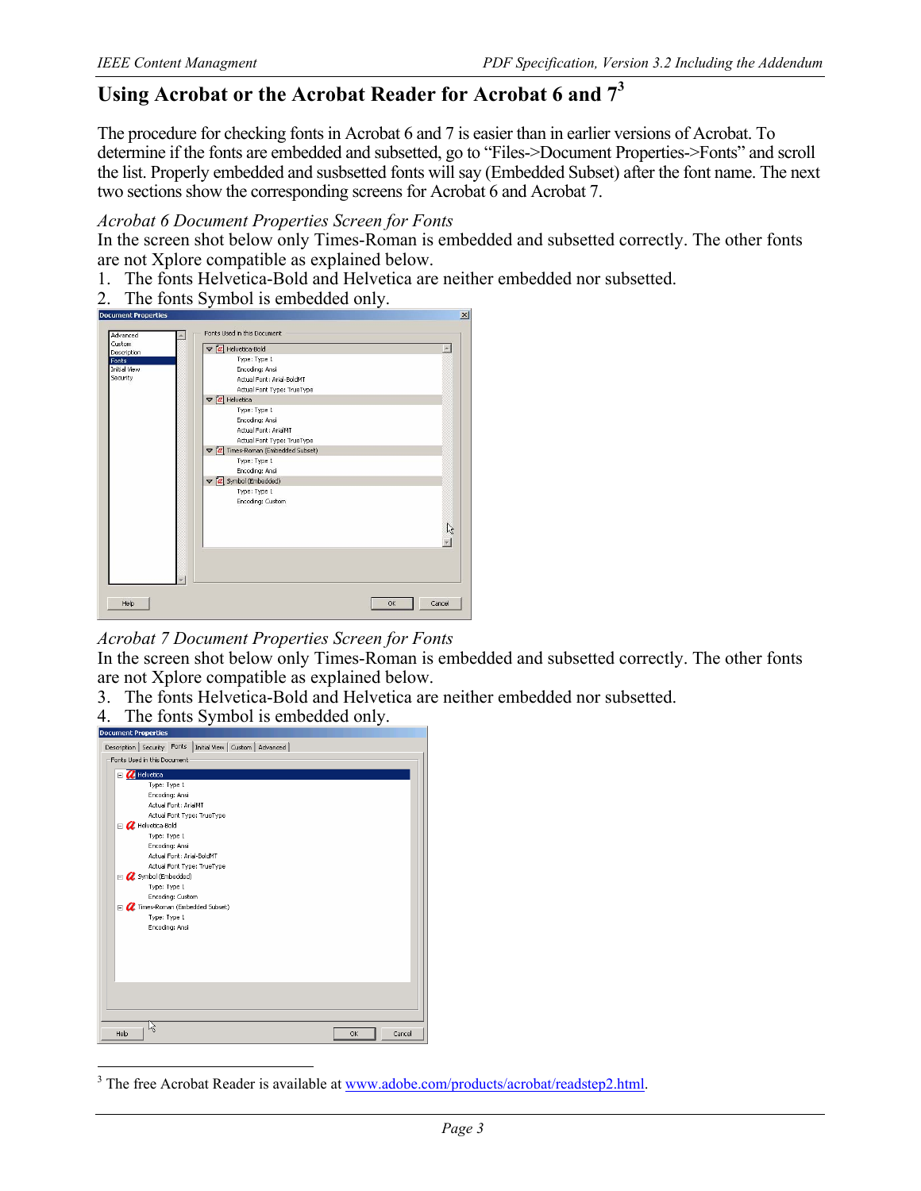## Using Acrobat or the Acrobat Reader for Acrobat 6 and 7[3]

The procedure for checking fonts in Acrobat 6 and 7 is easier than in earlier versions of Acrobat. To determine if the fonts are embedded and subsetted, go to "Files->Document Properties->Fonts" and scroll the list. Properly embedded and susbsetted fonts will say (Embedded Subset) after the font name. The next two sections show the corresponding screens for Acrobat 6 and Acrobat 7.

*Acrobat 6 Document Properties Screen for Fonts*

In the screen shot below only Times-Roman is embedded and subsetted correctly. The other fonts are not Xplore compatible as explained below.

1. The fonts Helvetica-Bold and Helvetica are neither embedded nor subsetted.
2. The fonts Symbol is embedded only.

*Acrobat 7 Document Properties Screen for Fonts*

In the screen shot below only Times-Roman is embedded and subsetted correctly. The other fonts are not Xplore compatible as explained below.

3. The fonts Helvetica-Bold and Helvetica are neither embedded nor subsetted.
4. The fonts Symbol is embedded only.

---

[3] The free Acrobat Reader is available at www.adobe.com/products/acrobat/readstep2.html.